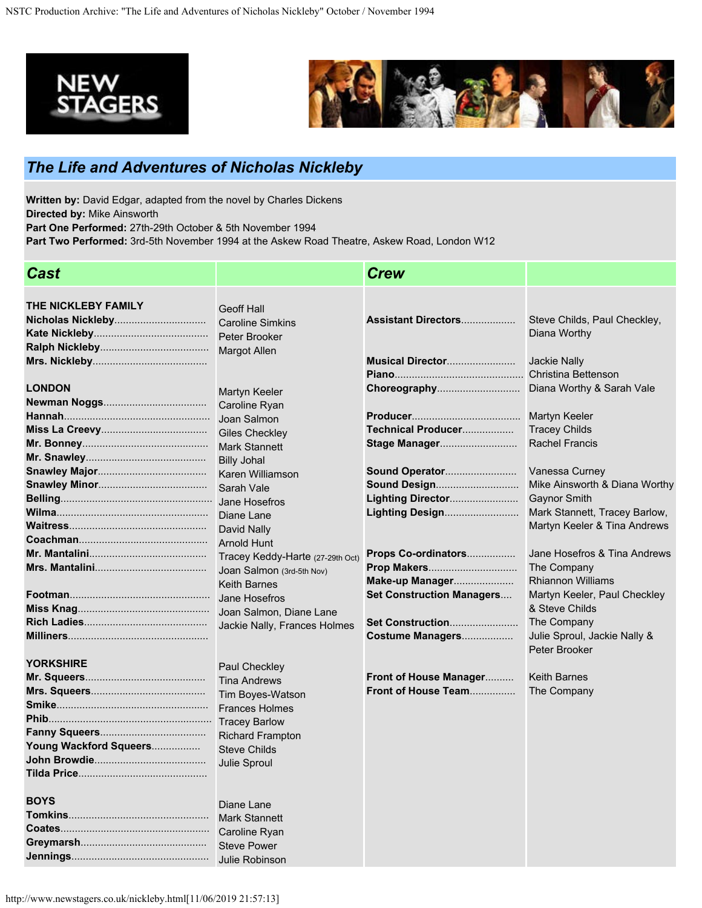## *The Life and Adventures of Nicholas Nickleby*

**Written by:** David Edgar, adapted from the novel by Charles Dickens
**Directed by:** Mike Ainsworth
**Part One Performed:** 27th-29th October & 5th November 1994
**Part Two Performed:** 3rd-5th November 1994 at the Askew Road Theatre, Askew Road, London W12

### *Cast*

| Role | Actor |
| --- | --- |
| **THE NICKLEBY FAMILY** | |
| **Nicholas Nickleby** | Geoff Hall |
| **Kate Nickleby** | Caroline Simkins |
| **Ralph Nickleby** | Peter Brooker |
| **Mrs. Nickleby** | Margot Allen |
| **LONDON** | |
| **Newman Noggs** | Martyn Keeler |
| **Hannah** | Caroline Ryan |
| **Miss La Creevy** | Joan Salmon |
| **Mr. Bonney** | Giles Checkley |
| **Mr. Snawley** | Mark Stannett |
| **Snawley Major** | Billy Johal |
| **Snawley Minor** | Karen Williamson |
| **Belling** | Sarah Vale |
| **Wilma** | Jane Hosefros |
| **Waitress** | Diane Lane |
| **Coachman** | David Nally |
| **Mr. Mantalini** | Arnold Hunt |
| **Mrs. Mantalini** | Tracey Keddy-Harte (27-29th Oct), Joan Salmon (3rd-5th Nov) |
| **Footman** | Keith Barnes |
| **Miss Knag** | Jane Hosefros |
| **Rich Ladies** | Joan Salmon, Diane Lane |
| **Milliners** | Jackie Nally, Frances Holmes |
| **YORKSHIRE** | |
| **Mr. Squeers** | Paul Checkley |
| **Mrs. Squeers** | Tina Andrews |
| **Smike** | Tim Boyes-Watson |
| **Phib** | Frances Holmes |
| **Fanny Squeers** | Tracey Barlow |
| **Young Wackford Squeers** | Richard Frampton |
| **John Browdie** | Steve Childs |
| **Tilda Price** | Julie Sproul |
| **BOYS** | |
| **Tomkins** | Diane Lane |
| **Coates** | Mark Stannett |
| **Greymarsh** | Caroline Ryan |
| **Jennings** | Steve Power |
| | Julie Robinson |

### *Crew*

| Role | Name |
| --- | --- |
| **Assistant Directors** | Steve Childs, Paul Checkley, Diana Worthy |
| **Musical Director** | Jackie Nally |
| **Piano** | Christina Bettenson |
| **Choreography** | Diana Worthy & Sarah Vale |
| **Producer** | Martyn Keeler |
| **Technical Producer** | Tracey Childs |
| **Stage Manager** | Rachel Francis |
| **Sound Operator** | Vanessa Curney |
| **Sound Design** | Mike Ainsworth & Diana Worthy |
| **Lighting Director** | Gaynor Smith |
| **Lighting Design** | Mark Stannett, Tracey Barlow, Martyn Keeler & Tina Andrews |
| **Props Co-ordinators** | Jane Hosefros & Tina Andrews |
| **Prop Makers** | The Company |
| **Make-up Manager** | Rhiannon Williams |
| **Set Construction Managers** | Martyn Keeler, Paul Checkley & Steve Childs |
| **Set Construction** | The Company |
| **Costume Managers** | Julie Sproul, Jackie Nally & Peter Brooker |
| **Front of House Manager** | Keith Barnes |
| **Front of House Team** | The Company |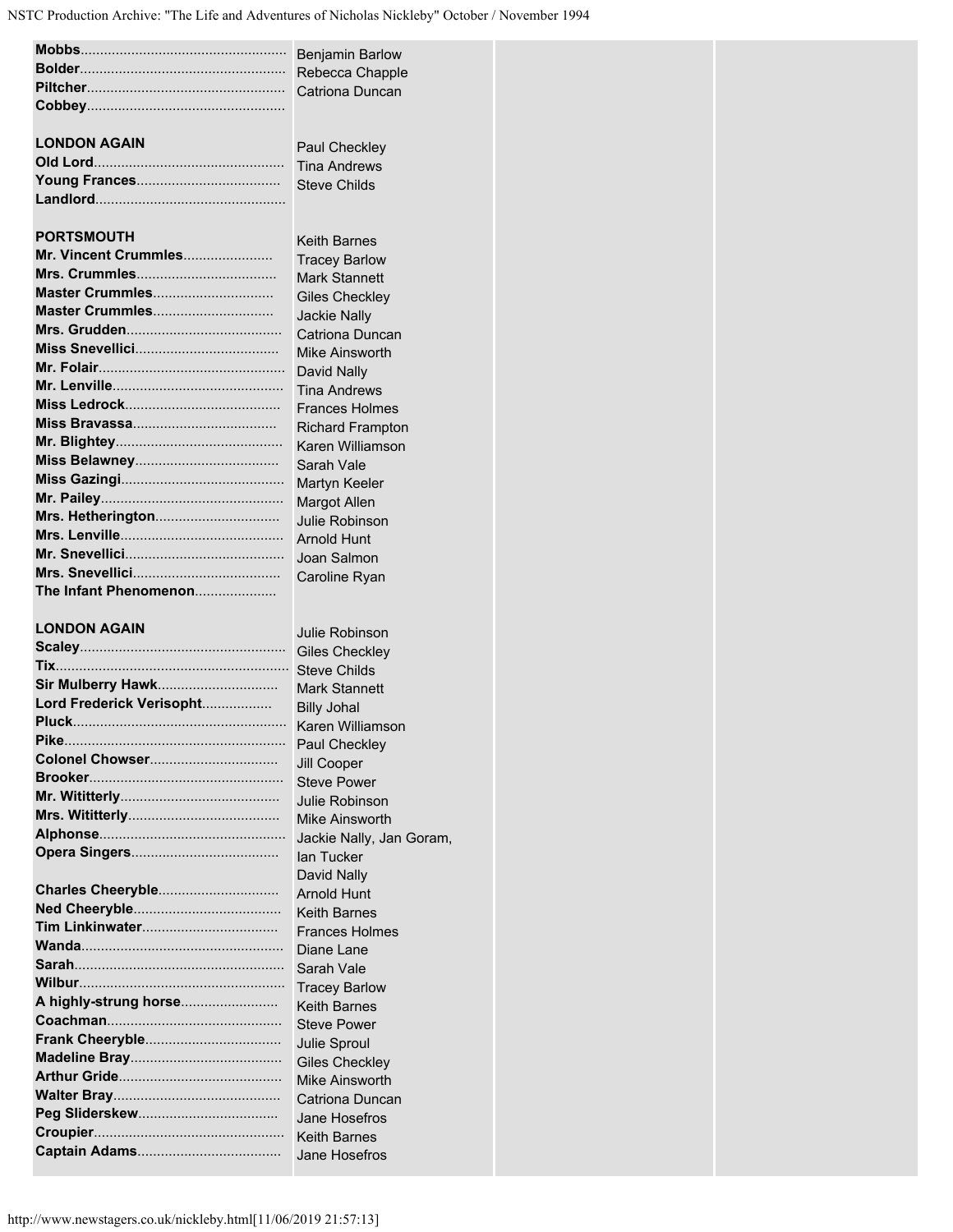| | |
|---|---|
| **Mobbs** | Benjamin Barlow |
| **Bolder** | Rebecca Chapple |
| **Piltcher** | Catriona Duncan |
| **Cobbey** | |
| | |
| **LONDON AGAIN** | Paul Checkley |
| **Old Lord** | Tina Andrews |
| **Young Frances** | Steve Childs |
| **Landlord** | |
| | |
| **PORTSMOUTH** | Keith Barnes |
| **Mr. Vincent Crummles** | Tracey Barlow |
| **Mrs. Crummles** | Mark Stannett |
| **Master Crummles** | Giles Checkley |
| **Master Crummles** | Jackie Nally |
| **Mrs. Grudden** | Catriona Duncan |
| **Miss Snevellici** | Mike Ainsworth |
| **Mr. Folair** | David Nally |
| **Mr. Lenville** | Tina Andrews |
| **Miss Ledrock** | Frances Holmes |
| **Miss Bravassa** | Richard Frampton |
| **Mr. Blightey** | Karen Williamson |
| **Miss Belawney** | Sarah Vale |
| **Miss Gazingi** | Martyn Keeler |
| **Mr. Pailey** | Margot Allen |
| **Mrs. Hetherington** | Julie Robinson |
| **Mrs. Lenville** | Arnold Hunt |
| **Mr. Snevellici** | Joan Salmon |
| **Mrs. Snevellici** | Caroline Ryan |
| **The Infant Phenomenon** | |
| | |
| **LONDON AGAIN** | Julie Robinson |
| **Scaley** | Giles Checkley |
| **Tix** | Steve Childs |
| **Sir Mulberry Hawk** | Mark Stannett |
| **Lord Frederick Verisopht** | Billy Johal |
| **Pluck** | Karen Williamson |
| **Pike** | Paul Checkley |
| **Colonel Chowser** | Jill Cooper |
| **Brooker** | Steve Power |
| **Mr. Wititterly** | Julie Robinson |
| **Mrs. Wititterly** | Mike Ainsworth |
| **Alphonse** | Jackie Nally, Jan Goram, |
| **Opera Singers** | Ian Tucker |
| | David Nally |
| **Charles Cheeryble** | Arnold Hunt |
| **Ned Cheeryble** | Keith Barnes |
| **Tim Linkinwater** | Frances Holmes |
| **Wanda** | Diane Lane |
| **Sarah** | Sarah Vale |
| **Wilbur** | Tracey Barlow |
| **A highly-strung horse** | Keith Barnes |
| **Coachman** | Steve Power |
| **Frank Cheeryble** | Julie Sproul |
| **Madeline Bray** | Giles Checkley |
| **Arthur Gride** | Mike Ainsworth |
| **Walter Bray** | Catriona Duncan |
| **Peg Sliderskew** | Jane Hosefros |
| **Croupier** | Keith Barnes |
| **Captain Adams** | Jane Hosefros |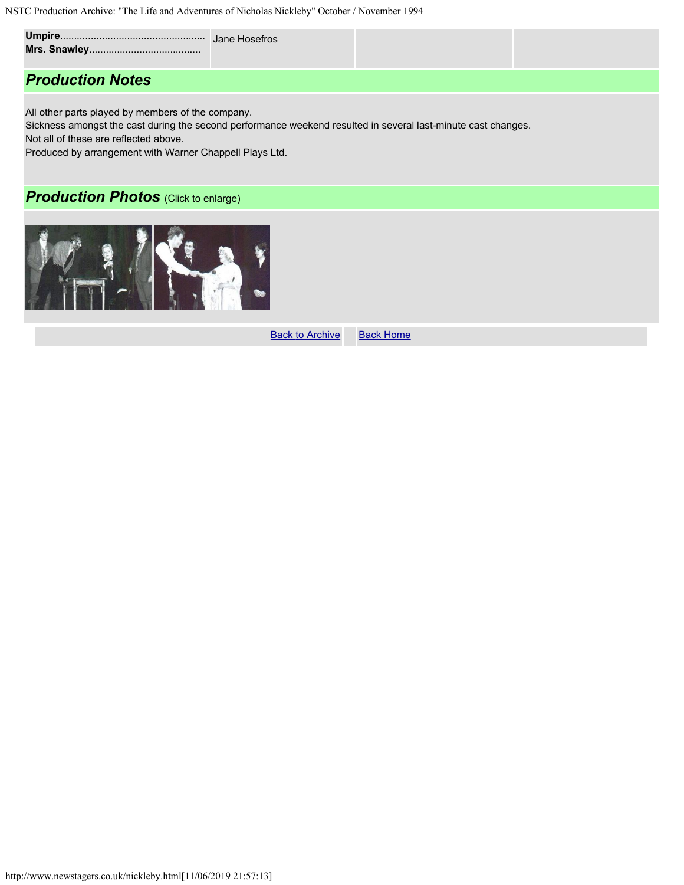| | | | |
|---|---|---|---|
| **Umpire**................................................... **Mrs. Snawley**....................................... | Jane Hosefros | | |

## *Production Notes*

All other parts played by members of the company.
Sickness amongst the cast during the second performance weekend resulted in several last-minute cast changes.
Not all of these are reflected above.
Produced by arrangement with Warner Chappell Plays Ltd.

## *Production Photos* (Click to enlarge)

Back to Archive | Back Home